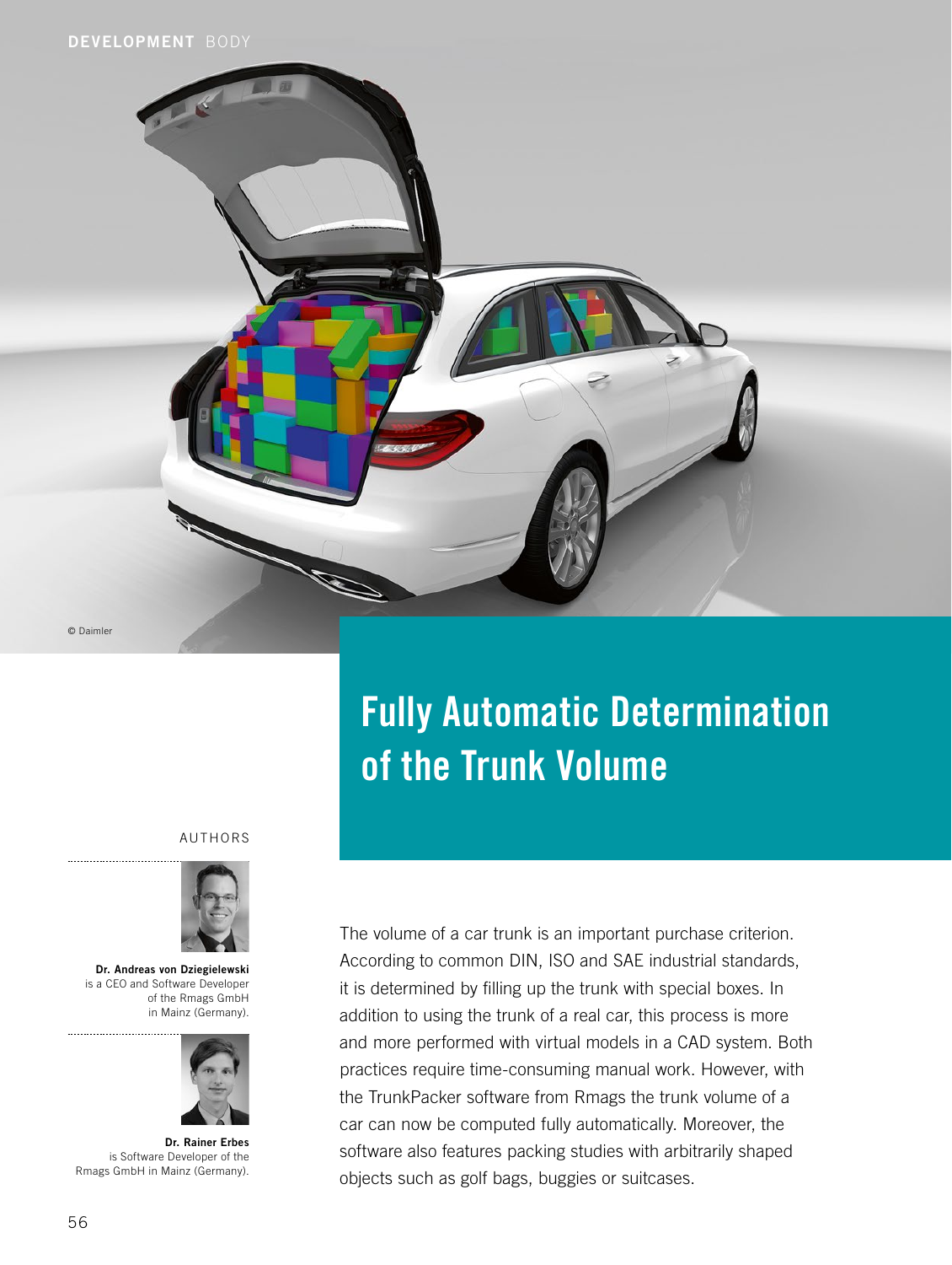# Fully Automatic Determination of the Trunk Volume

© Daimler

AUTHORS

**Dr. Andreas von Dziegielewski** is a CEO and Software Developer of the Rmags GmbH in Mainz (Germany).

**Dr. Rainer Erbes** is Software Developer of the Rmags GmbH in Mainz (Germany).

The volume of a car trunk is an important purchase criterion. According to common DIN, ISO and SAE industrial standards, it is determined by filling up the trunk with special boxes. In addition to using the trunk of a real car, this process is more and more performed with virtual models in a CAD system. Both practices require time-consuming manual work. However, with the TrunkPacker software from Rmags the trunk volume of a car can now be computed fully automatically. Moreover, the software also features packing studies with arbitrarily shaped objects such as golf bags, buggies or suitcases.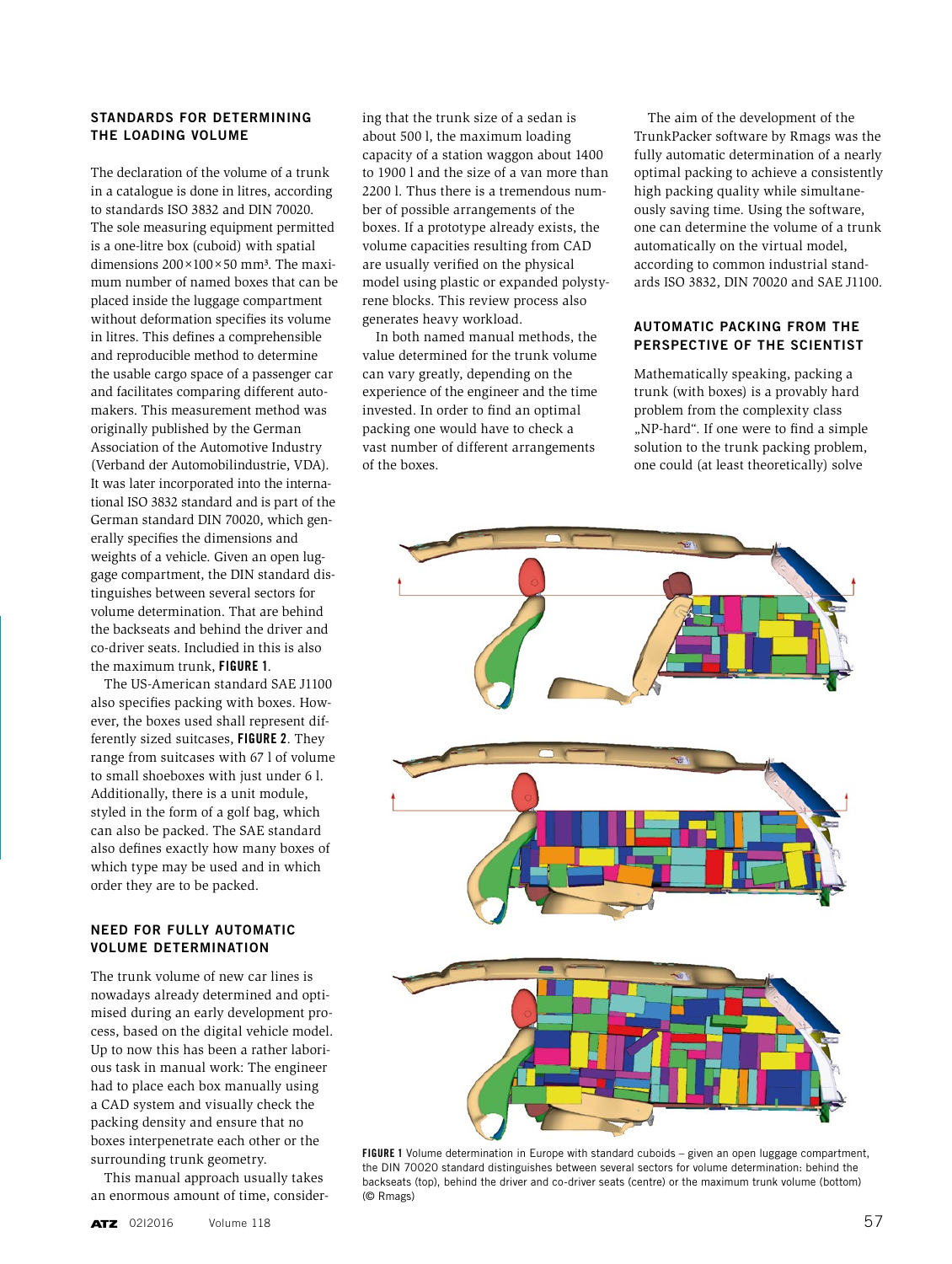## STANDARDS FOR DETERMINING THE LOADING VOLUME

The declaration of the volume of a trunk in a catalogue is done in litres, according to standards ISO 3832 and DIN 70020. The sole measuring equipment permitted is a one-litre box (cuboid) with spatial dimensions 200×100×50 mm³. The maximum number of named boxes that can be placed inside the luggage compartment without deformation specifies its volume in litres. This defines a comprehensible and reproducible method to determine the usable cargo space of a passenger car and facilitates comparing different automakers. This measurement method was originally published by the German Association of the Automotive Industry (Verband der Automobilindustrie, VDA). It was later incorporated into the international ISO 3832 standard and is part of the German standard DIN 70020, which generally specifies the dimensions and weights of a vehicle. Given an open luggage compartment, the DIN standard distinguishes between several sectors for volume determination. That are behind the backseats and behind the driver and co-driver seats. Includied in this is also the maximum trunk, **FIGURE 1**.

The US-American standard SAE J1100 also specifies packing with boxes. However, the boxes used shall represent differently sized suitcases, **FIGURE 2**. They range from suitcases with 67 l of volume to small shoeboxes with just under 6 l. Additionally, there is a unit module, styled in the form of a golf bag, which can also be packed. The SAE standard also defines exactly how many boxes of which type may be used and in which order they are to be packed.

## NEED FOR FULLY AUTOMATIC VOLUME DETERMINATION

The trunk volume of new car lines is nowadays already determined and optimised during an early development process, based on the digital vehicle model. Up to now this has been a rather laborious task in manual work: The engineer had to place each box manually using a CAD system and visually check the packing density and ensure that no boxes interpenetrate each other or the surrounding trunk geometry.

This manual approach usually takes an enormous amount of time, considering that the trunk size of a sedan is about 500 l, the maximum loading capacity of a station waggon about 1400 to 1900 l and the size of a van more than 2200 l. Thus there is a tremendous number of possible arrangements of the boxes. If a prototype already exists, the volume capacities resulting from CAD are usually verified on the physical model using plastic or expanded polystyrene blocks. This review process also generates heavy workload.

In both named manual methods, the value determined for the trunk volume can vary greatly, depending on the experience of the engineer and the time invested. In order to find an optimal packing one would have to check a vast number of different arrangements of the boxes.

The aim of the development of the TrunkPacker software by Rmags was the fully automatic determination of a nearly optimal packing to achieve a consistently high packing quality while simultaneously saving time. Using the software, one can determine the volume of a trunk automatically on the virtual model, according to common industrial standards ISO 3832, DIN 70020 and SAE J1100.

## AUTOMATIC PACKING FROM THE PERSPECTIVE OF THE SCIENTIST

Mathematically speaking, packing a trunk (with boxes) is a provably hard problem from the complexity class „NP-hard". If one were to find a simple solution to the trunk packing problem, one could (at least theoretically) solve

**FIGURE 1** Volume determination in Europe with standard cuboids – given an open luggage compartment, the DIN 70020 standard distinguishes between several sectors for volume determination: behind the backseats (top), behind the driver and co-driver seats (centre) or the maximum trunk volume (bottom) (© Rmags)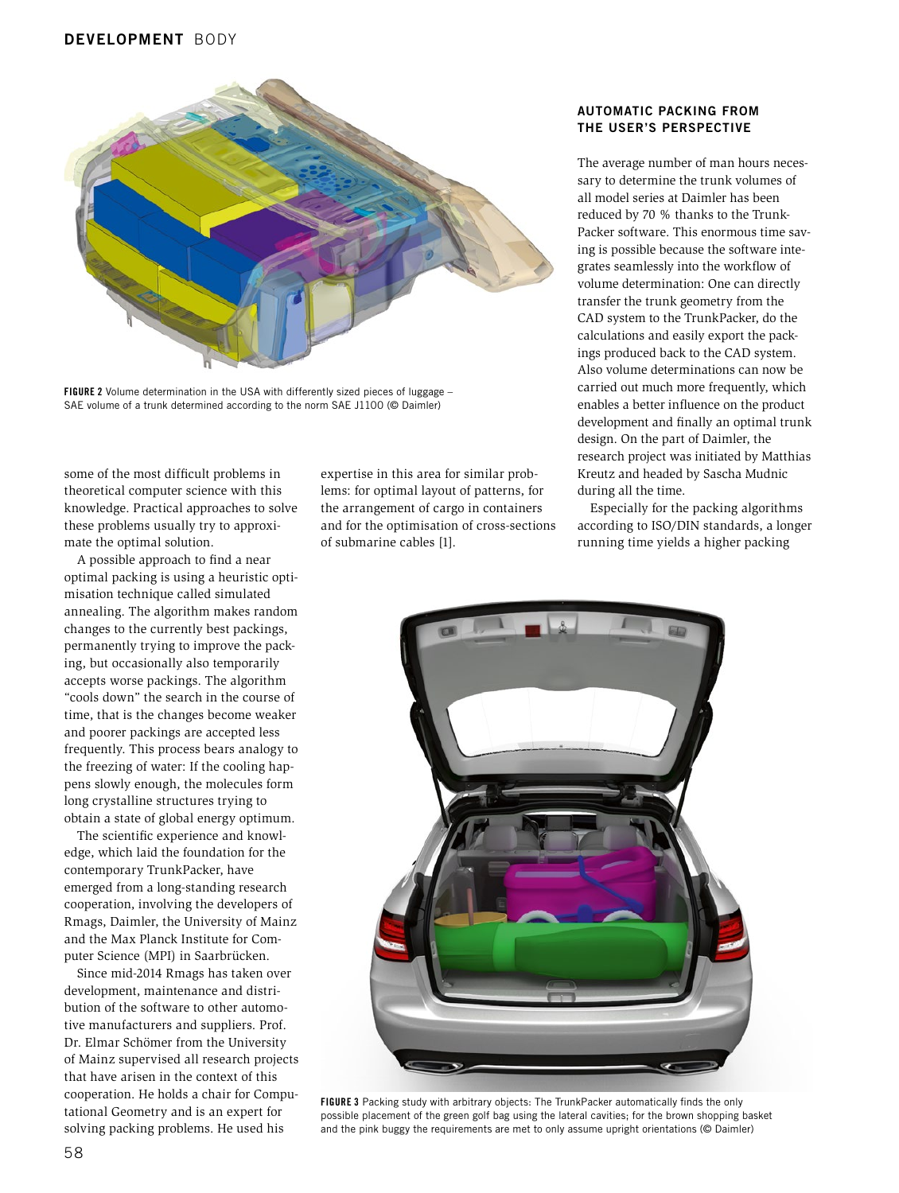FIGURE 2 Volume determination in the USA with differently sized pieces of luggage – SAE volume of a trunk determined according to the norm SAE J1100 (© Daimler)

some of the most difficult problems in theoretical computer science with this knowledge. Practical approaches to solve these problems usually try to approximate the optimal solution.

A possible approach to find a near optimal packing is using a heuristic optimisation technique called simulated annealing. The algorithm makes random changes to the currently best packings, permanently trying to improve the packing, but occasionally also temporarily accepts worse packings. The algorithm "cools down" the search in the course of time, that is the changes become weaker and poorer packings are accepted less frequently. This process bears analogy to the freezing of water: If the cooling happens slowly enough, the molecules form long crystalline structures trying to obtain a state of global energy optimum.

The scientific experience and knowledge, which laid the foundation for the contemporary TrunkPacker, have emerged from a long-standing research cooperation, involving the developers of Rmags, Daimler, the University of Mainz and the Max Planck Institute for Computer Science (MPI) in Saarbrücken.

Since mid-2014 Rmags has taken over development, maintenance and distribution of the software to other automotive manufacturers and suppliers. Prof. Dr. Elmar Schömer from the University of Mainz supervised all research projects that have arisen in the context of this cooperation. He holds a chair for Computational Geometry and is an expert for solving packing problems. He used his expertise in this area for similar problems: for optimal layout of patterns, for the arrangement of cargo in containers and for the optimisation of cross-sections of submarine cables [1].

## AUTOMATIC PACKING FROM THE USER'S PERSPECTIVE

The average number of man hours necessary to determine the trunk volumes of all model series at Daimler has been reduced by 70 % thanks to the TrunkPacker software. This enormous time saving is possible because the software integrates seamlessly into the workflow of volume determination: One can directly transfer the trunk geometry from the CAD system to the TrunkPacker, do the calculations and easily export the packings produced back to the CAD system. Also volume determinations can now be carried out much more frequently, which enables a better influence on the product development and finally an optimal trunk design. On the part of Daimler, the research project was initiated by Matthias Kreutz and headed by Sascha Mudnic during all the time.

Especially for the packing algorithms according to ISO/DIN standards, a longer running time yields a higher packing

FIGURE 3 Packing study with arbitrary objects: The TrunkPacker automatically finds the only possible placement of the green golf bag using the lateral cavities; for the brown shopping basket and the pink buggy the requirements are met to only assume upright orientations (© Daimler)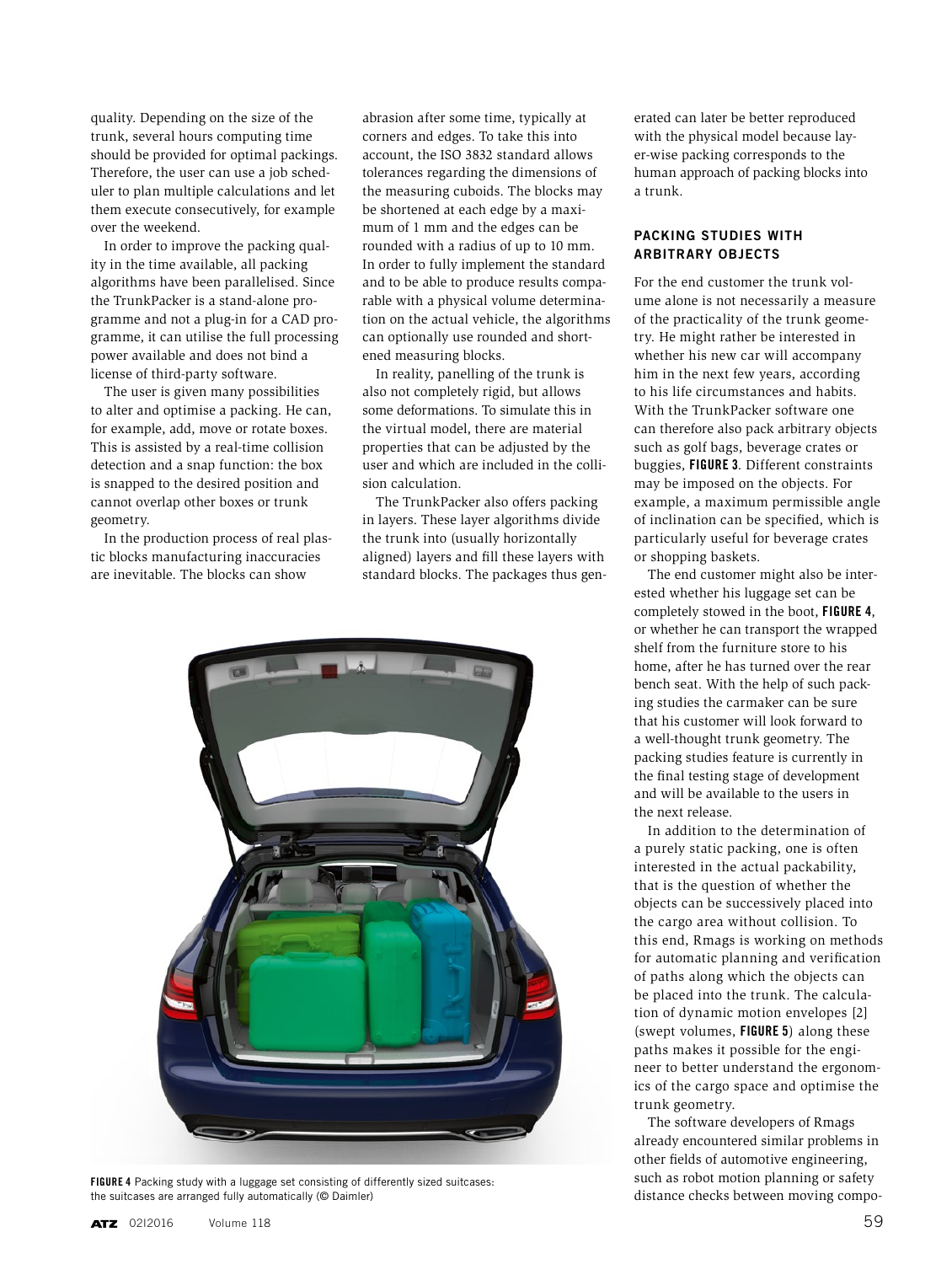quality. Depending on the size of the trunk, several hours computing time should be provided for optimal packings. Therefore, the user can use a job scheduler to plan multiple calculations and let them execute consecutively, for example over the weekend.

In order to improve the packing quality in the time available, all packing algorithms have been parallelised. Since the TrunkPacker is a stand-alone programme and not a plug-in for a CAD programme, it can utilise the full processing power available and does not bind a license of third-party software.

The user is given many possibilities to alter and optimise a packing. He can, for example, add, move or rotate boxes. This is assisted by a real-time collision detection and a snap function: the box is snapped to the desired position and cannot overlap other boxes or trunk geometry.

In the production process of real plastic blocks manufacturing inaccuracies are inevitable. The blocks can show abrasion after some time, typically at corners and edges. To take this into account, the ISO 3832 standard allows tolerances regarding the dimensions of the measuring cuboids. The blocks may be shortened at each edge by a maximum of 1 mm and the edges can be rounded with a radius of up to 10 mm. In order to fully implement the standard and to be able to produce results comparable with a physical volume determination on the actual vehicle, the algorithms can optionally use rounded and shortened measuring blocks.

In reality, panelling of the trunk is also not completely rigid, but allows some deformations. To simulate this in the virtual model, there are material properties that can be adjusted by the user and which are included in the collision calculation.

The TrunkPacker also offers packing in layers. These layer algorithms divide the trunk into (usually horizontally aligned) layers and fill these layers with standard blocks. The packages thus generated can later be better reproduced with the physical model because layer-wise packing corresponds to the human approach of packing blocks into a trunk.

## PACKING STUDIES WITH ARBITRARY OBJECTS

For the end customer the trunk volume alone is not necessarily a measure of the practicality of the trunk geometry. He might rather be interested in whether his new car will accompany him in the next few years, according to his life circumstances and habits. With the TrunkPacker software one can therefore also pack arbitrary objects such as golf bags, beverage crates or buggies, **FIGURE 3**. Different constraints may be imposed on the objects. For example, a maximum permissible angle of inclination can be specified, which is particularly useful for beverage crates or shopping baskets.

The end customer might also be interested whether his luggage set can be completely stowed in the boot, **FIGURE 4**, or whether he can transport the wrapped shelf from the furniture store to his home, after he has turned over the rear bench seat. With the help of such packing studies the carmaker can be sure that his customer will look forward to a well-thought trunk geometry. The packing studies feature is currently in the final testing stage of development and will be available to the users in the next release.

In addition to the determination of a purely static packing, one is often interested in the actual packability, that is the question of whether the objects can be successively placed into the cargo area without collision. To this end, Rmags is working on methods for automatic planning and verification of paths along which the objects can be placed into the trunk. The calculation of dynamic motion envelopes [2] (swept volumes, **FIGURE 5**) along these paths makes it possible for the engineer to better understand the ergonomics of the cargo space and optimise the trunk geometry.

The software developers of Rmags already encountered similar problems in other fields of automotive engineering, such as robot motion planning or safety distance checks between moving compo-

**FIGURE 4** Packing study with a luggage set consisting of differently sized suitcases: the suitcases are arranged fully automatically (© Daimler)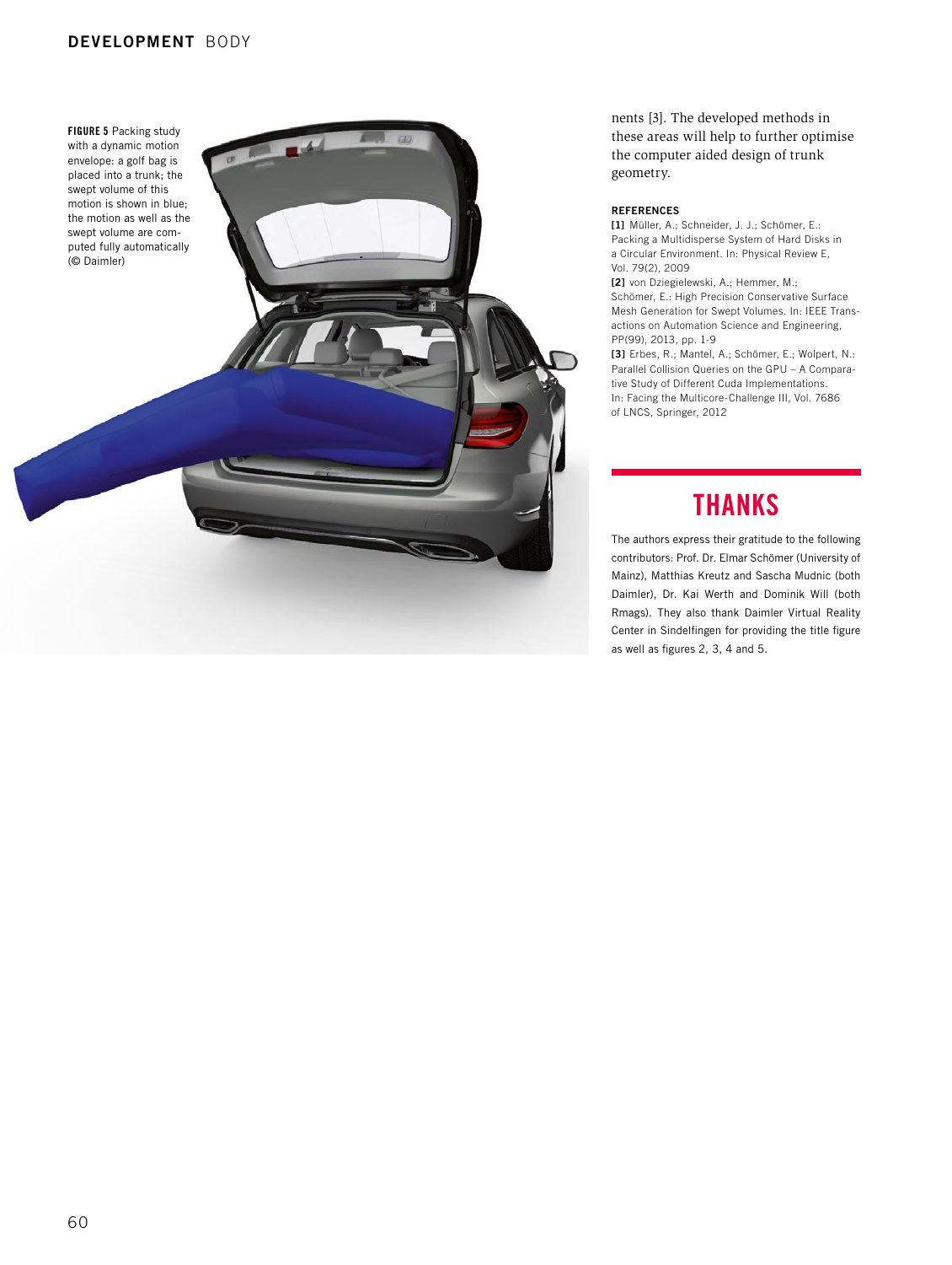**FIGURE 5** Packing study with a dynamic motion envelope: a golf bag is placed into a trunk; the swept volume of this motion is shown in blue; the motion as well as the swept volume are computed fully automatically (© Daimler)

nents [3]. The developed methods in these areas will help to further optimise the computer aided design of trunk geometry.

#### REFERENCES

**[1]** Müller, A.; Schneider, J. J.; Schömer, E.: Packing a Multidisperse System of Hard Disks in a Circular Environment. In: Physical Review E, Vol. 79(2), 2009

**[2]** von Dziegielewski, A.; Hemmer, M.; Schömer, E.: High Precision Conservative Surface Mesh Generation for Swept Volumes. In: IEEE Transactions on Automation Science and Engineering, PP(99), 2013, pp. 1-9

**[3]** Erbes, R.; Mantel, A.; Schömer, E.; Wolpert, N.: Parallel Collision Queries on the GPU – A Comparative Study of Different Cuda Implementations. In: Facing the Multicore-Challenge III, Vol. 7686 of LNCS, Springer, 2012

## THANKS

The authors express their gratitude to the following contributors: Prof. Dr. Elmar Schömer (University of Mainz), Matthias Kreutz and Sascha Mudnic (both Daimler), Dr. Kai Werth and Dominik Will (both Rmags). They also thank Daimler Virtual Reality Center in Sindelfingen for providing the title figure as well as figures 2, 3, 4 and 5.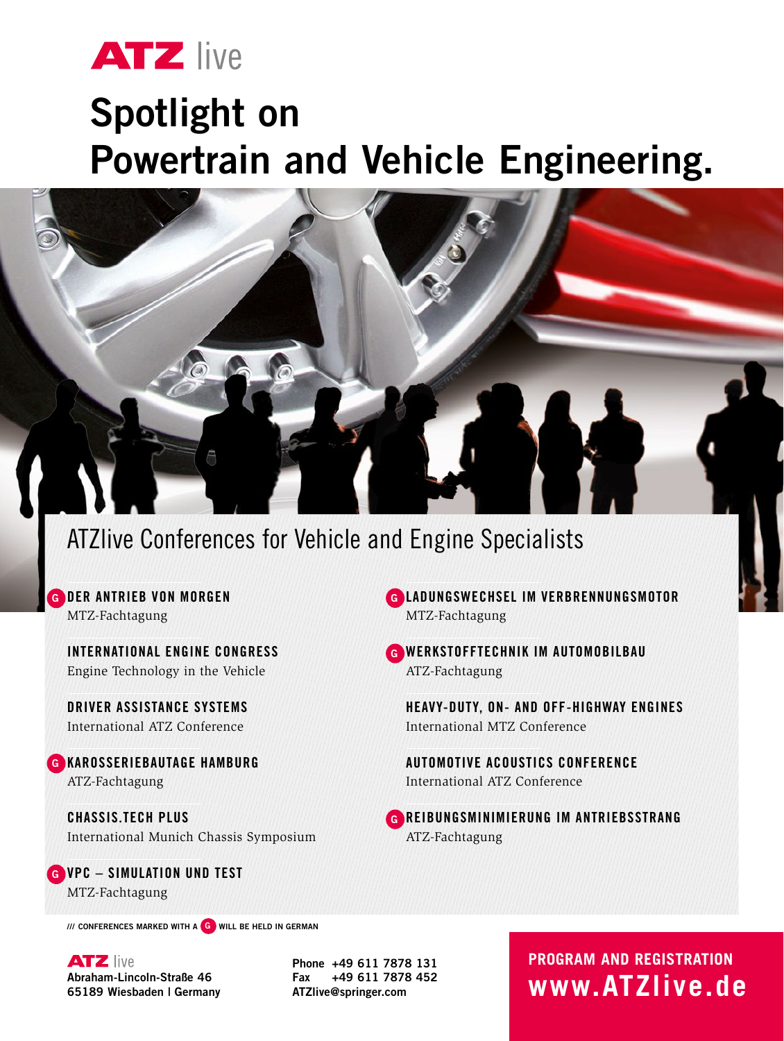ATZ live

# Spotlight on Powertrain and Vehicle Engineering.

## ATZlive Conferences for Vehicle and Engine Specialists

**G DER ANTRIEB VON MORGEN**
MTZ-Fachtagung

**INTERNATIONAL ENGINE CONGRESS**
Engine Technology in the Vehicle

**DRIVER ASSISTANCE SYSTEMS**
International ATZ Conference

**G KAROSSERIEBAUTAGE HAMBURG**
ATZ-Fachtagung

**CHASSIS.TECH PLUS**
International Munich Chassis Symposium

**G VPC – SIMULATION UND TEST**
MTZ-Fachtagung

**G LADUNGSWECHSEL IM VERBRENNUNGSMOTOR**
MTZ-Fachtagung

**G WERKSTOFFTECHNIK IM AUTOMOBILBAU**
ATZ-Fachtagung

**HEAVY-DUTY, ON- AND OFF-HIGHWAY ENGINES**
International MTZ Conference

**AUTOMOTIVE ACOUSTICS CONFERENCE**
International ATZ Conference

**G REIBUNGSMINIMIERUNG IM ANTRIEBSSTRANG**
ATZ-Fachtagung

/// CONFERENCES MARKED WITH A G WILL BE HELD IN GERMAN

ATZ live
**Abraham-Lincoln-Straße 46**
**65189 Wiesbaden | Germany**

**Phone +49 611 7878 131**
**Fax +49 611 7878 452**
**ATZlive@springer.com**

**PROGRAM AND REGISTRATION**
**www.ATZlive.de**